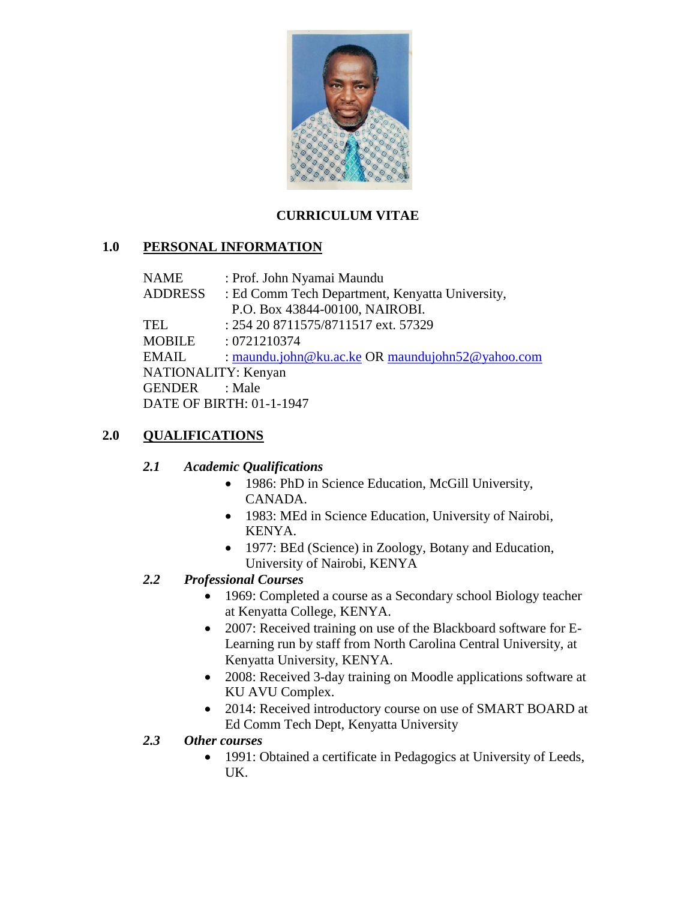# CURRICULUM VITAE

## 1.0 PERSONAL INFORMATION

NAME : Prof. John Nyamai Maundu
ADDRESS : Ed Comm Tech Department, Kenyatta University,
P.O. Box 43844-00100, NAIROBI.
TEL : 254 20 8711575/8711517 ext. 57329
MOBILE : 0721210374
EMAIL : maundu.john@ku.ac.ke OR maundujohn52@yahoo.com
NATIONALITY: Kenyan
GENDER : Male
DATE OF BIRTH: 01-1-1947

## 2.0 QUALIFICATIONS

### *2.1 Academic Qualifications*

- 1986: PhD in Science Education, McGill University, CANADA.
- 1983: MEd in Science Education, University of Nairobi, KENYA.
- 1977: BEd (Science) in Zoology, Botany and Education, University of Nairobi, KENYA

### *2.2 Professional Courses*

- 1969: Completed a course as a Secondary school Biology teacher at Kenyatta College, KENYA.
- 2007: Received training on use of the Blackboard software for E-Learning run by staff from North Carolina Central University, at Kenyatta University, KENYA.
- 2008: Received 3-day training on Moodle applications software at KU AVU Complex.
- 2014: Received introductory course on use of SMART BOARD at Ed Comm Tech Dept, Kenyatta University

### *2.3 Other courses*

- 1991: Obtained a certificate in Pedagogics at University of Leeds, UK.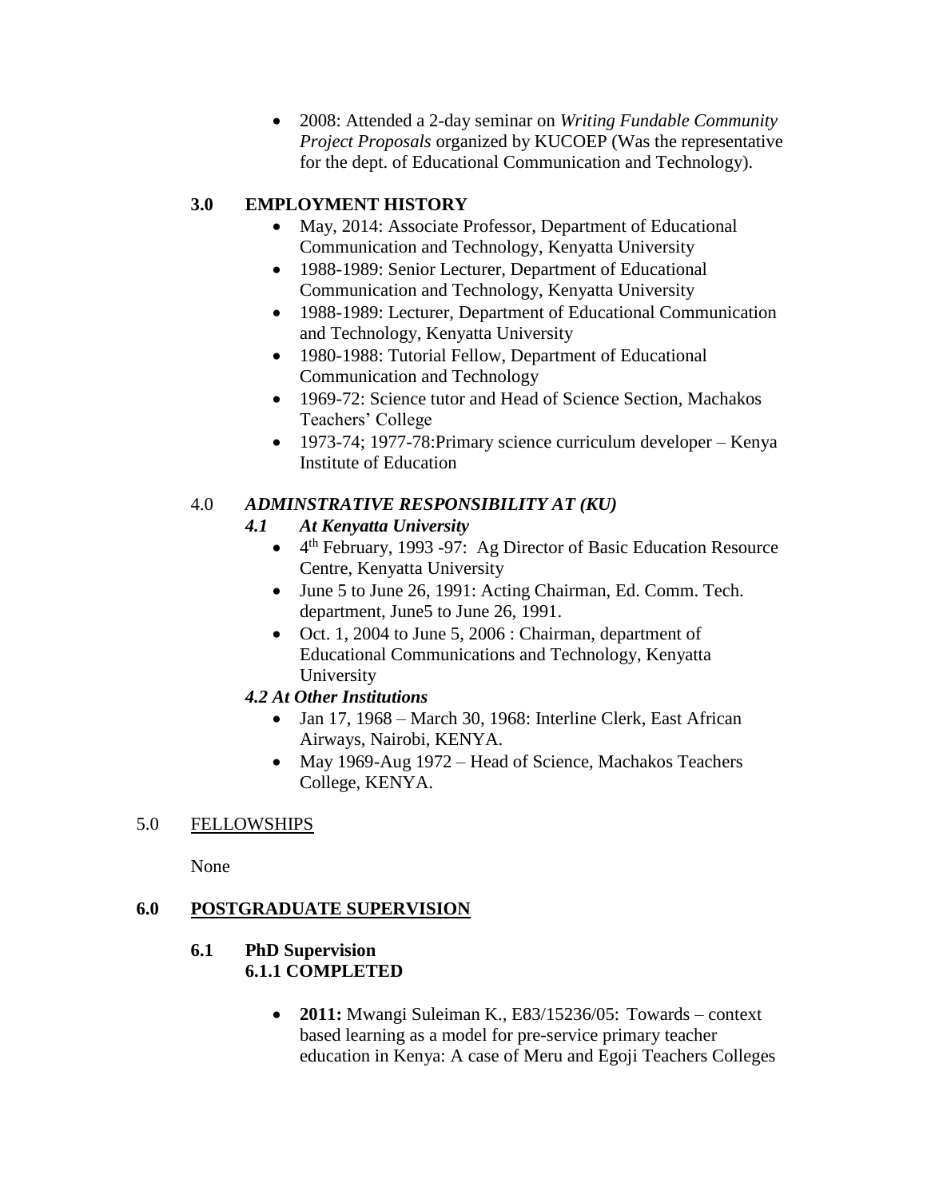- 2008: Attended a 2-day seminar on *Writing Fundable Community Project Proposals* organized by KUCOEP (Was the representative for the dept. of Educational Communication and Technology).

## 3.0 EMPLOYMENT HISTORY

- May, 2014: Associate Professor, Department of Educational Communication and Technology, Kenyatta University
- 1988-1989: Senior Lecturer, Department of Educational Communication and Technology, Kenyatta University
- 1988-1989: Lecturer, Department of Educational Communication and Technology, Kenyatta University
- 1980-1988: Tutorial Fellow, Department of Educational Communication and Technology
- 1969-72: Science tutor and Head of Science Section, Machakos Teachers' College
- 1973-74; 1977-78:Primary science curriculum developer – Kenya Institute of Education

## 4.0 *ADMINSTRATIVE RESPONSIBILITY AT (KU)*

### *4.1 At Kenyatta University*

- 4th February, 1993 -97: Ag Director of Basic Education Resource Centre, Kenyatta University
- June 5 to June 26, 1991: Acting Chairman, Ed. Comm. Tech. department, June5 to June 26, 1991.
- Oct. 1, 2004 to June 5, 2006 : Chairman, department of Educational Communications and Technology, Kenyatta University

### *4.2 At Other Institutions*

- Jan 17, 1968 – March 30, 1968: Interline Clerk, East African Airways, Nairobi, KENYA.
- May 1969-Aug 1972 – Head of Science, Machakos Teachers College, KENYA.

## 5.0 FELLOWSHIPS

None

## 6.0 POSTGRADUATE SUPERVISION

### 6.1 PhD Supervision

#### 6.1.1 COMPLETED

- **2011:** Mwangi Suleiman K., E83/15236/05: Towards – context based learning as a model for pre-service primary teacher education in Kenya: A case of Meru and Egoji Teachers Colleges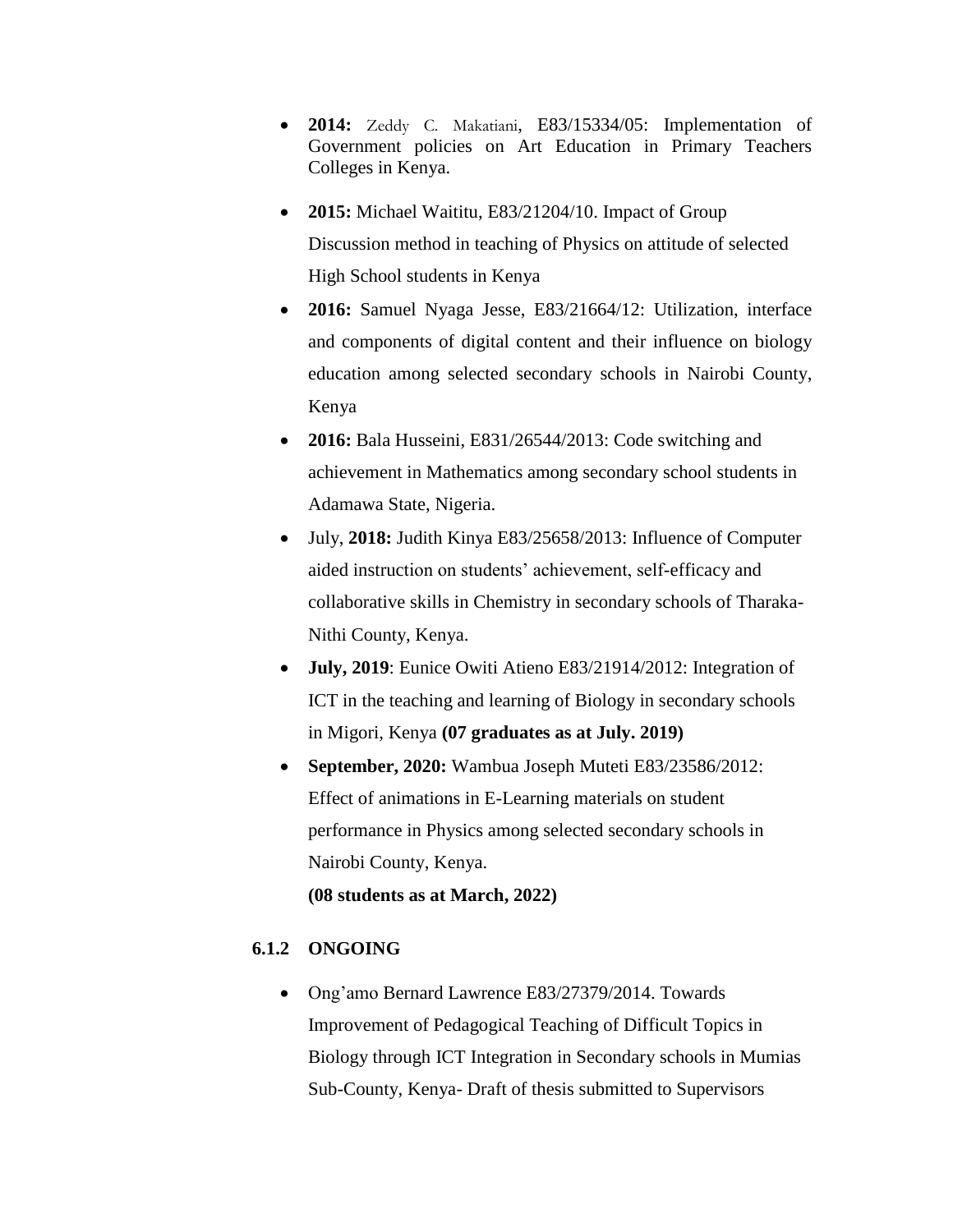- **2014:** Zeddy C. Makatiani, E83/15334/05: Implementation of Government policies on Art Education in Primary Teachers Colleges in Kenya.
- **2015:** Michael Waititu, E83/21204/10. Impact of Group Discussion method in teaching of Physics on attitude of selected High School students in Kenya
- **2016:** Samuel Nyaga Jesse, E83/21664/12: Utilization, interface and components of digital content and their influence on biology education among selected secondary schools in Nairobi County, Kenya
- **2016:** Bala Husseini, E831/26544/2013: Code switching and achievement in Mathematics among secondary school students in Adamawa State, Nigeria.
- July, **2018:** Judith Kinya E83/25658/2013: Influence of Computer aided instruction on students' achievement, self-efficacy and collaborative skills in Chemistry in secondary schools of Tharaka-Nithi County, Kenya.
- **July, 2019**: Eunice Owiti Atieno E83/21914/2012: Integration of ICT in the teaching and learning of Biology in secondary schools in Migori, Kenya **(07 graduates as at July. 2019)**
- **September, 2020:** Wambua Joseph Muteti E83/23586/2012: Effect of animations in E-Learning materials on student performance in Physics among selected secondary schools in Nairobi County, Kenya.

  **(08 students as at March, 2022)**

### 6.1.2 ONGOING

- Ong'amo Bernard Lawrence E83/27379/2014. Towards Improvement of Pedagogical Teaching of Difficult Topics in Biology through ICT Integration in Secondary schools in Mumias Sub-County, Kenya- Draft of thesis submitted to Supervisors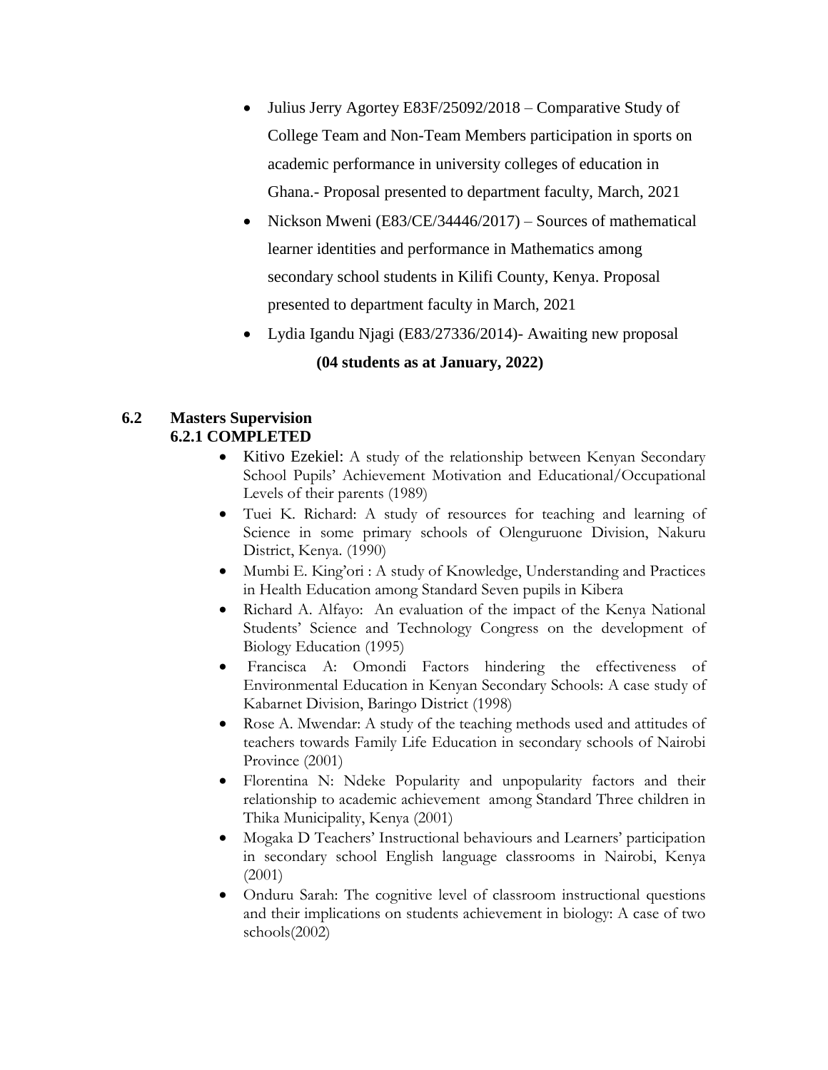- Julius Jerry Agortey E83F/25092/2018 – Comparative Study of College Team and Non-Team Members participation in sports on academic performance in university colleges of education in Ghana.- Proposal presented to department faculty, March, 2021
- Nickson Mweni (E83/CE/34446/2017) – Sources of mathematical learner identities and performance in Mathematics among secondary school students in Kilifi County, Kenya. Proposal presented to department faculty in March, 2021
- Lydia Igandu Njagi (E83/27336/2014)- Awaiting new proposal

**(04 students as at January, 2022)**

## 6.2 Masters Supervision

### 6.2.1 COMPLETED

- Kitivo Ezekiel: A study of the relationship between Kenyan Secondary School Pupils' Achievement Motivation and Educational/Occupational Levels of their parents (1989)
- Tuei K. Richard: A study of resources for teaching and learning of Science in some primary schools of Olenguruone Division, Nakuru District, Kenya. (1990)
- Mumbi E. King'ori : A study of Knowledge, Understanding and Practices in Health Education among Standard Seven pupils in Kibera
- Richard A. Alfayo: An evaluation of the impact of the Kenya National Students' Science and Technology Congress on the development of Biology Education (1995)
- Francisca A: Omondi Factors hindering the effectiveness of Environmental Education in Kenyan Secondary Schools: A case study of Kabarnet Division, Baringo District (1998)
- Rose A. Mwendar: A study of the teaching methods used and attitudes of teachers towards Family Life Education in secondary schools of Nairobi Province (2001)
- Florentina N: Ndeke Popularity and unpopularity factors and their relationship to academic achievement among Standard Three children in Thika Municipality, Kenya (2001)
- Mogaka D Teachers' Instructional behaviours and Learners' participation in secondary school English language classrooms in Nairobi, Kenya (2001)
- Onduru Sarah: The cognitive level of classroom instructional questions and their implications on students achievement in biology: A case of two schools(2002)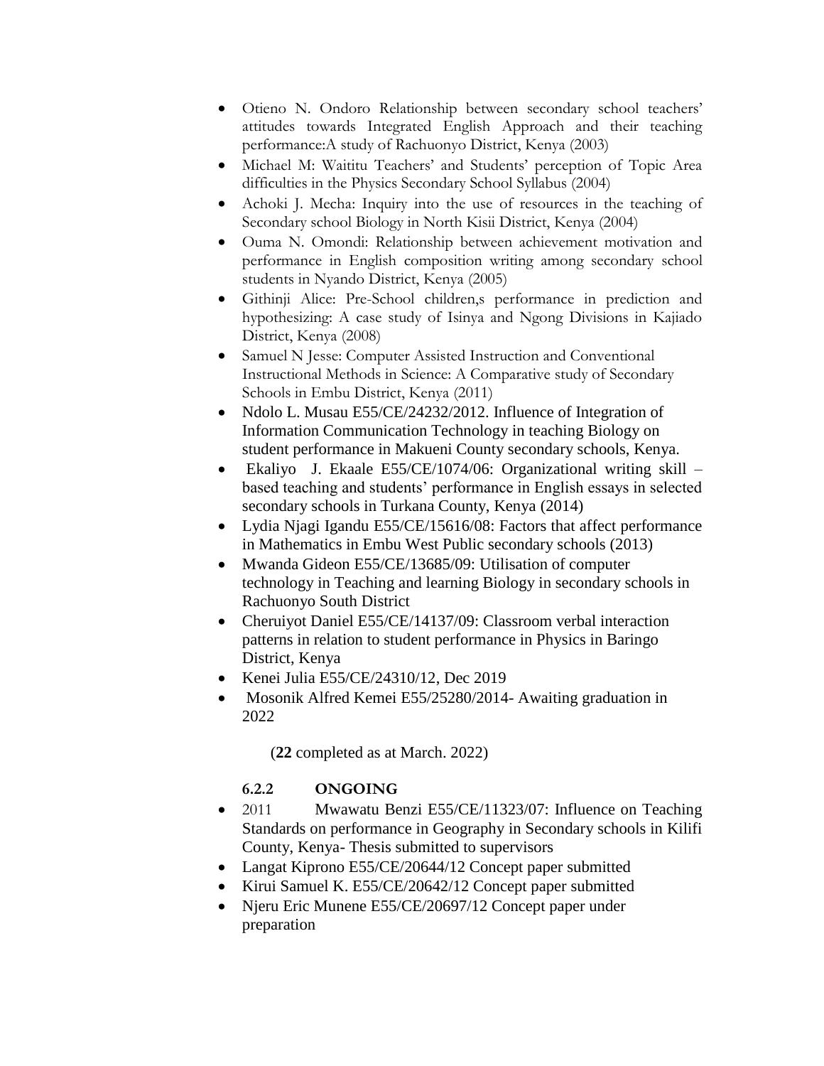- Otieno N. Ondoro Relationship between secondary school teachers' attitudes towards Integrated English Approach and their teaching performance:A study of Rachuonyo District, Kenya (2003)
- Michael M: Waititu Teachers' and Students' perception of Topic Area difficulties in the Physics Secondary School Syllabus (2004)
- Achoki J. Mecha: Inquiry into the use of resources in the teaching of Secondary school Biology in North Kisii District, Kenya (2004)
- Ouma N. Omondi: Relationship between achievement motivation and performance in English composition writing among secondary school students in Nyando District, Kenya (2005)
- Githinji Alice: Pre-School children,s performance in prediction and hypothesizing: A case study of Isinya and Ngong Divisions in Kajiado District, Kenya (2008)
- Samuel N Jesse: Computer Assisted Instruction and Conventional Instructional Methods in Science: A Comparative study of Secondary Schools in Embu District, Kenya (2011)
- Ndolo L. Musau E55/CE/24232/2012. Influence of Integration of Information Communication Technology in teaching Biology on student performance in Makueni County secondary schools, Kenya.
- Ekaliyo J. Ekaale E55/CE/1074/06: Organizational writing skill – based teaching and students' performance in English essays in selected secondary schools in Turkana County, Kenya (2014)
- Lydia Njagi Igandu E55/CE/15616/08: Factors that affect performance in Mathematics in Embu West Public secondary schools (2013)
- Mwanda Gideon E55/CE/13685/09: Utilisation of computer technology in Teaching and learning Biology in secondary schools in Rachuonyo South District
- Cheruiyot Daniel E55/CE/14137/09: Classroom verbal interaction patterns in relation to student performance in Physics in Baringo District, Kenya
- Kenei Julia E55/CE/24310/12, Dec 2019
- Mosonik Alfred Kemei E55/25280/2014- Awaiting graduation in 2022

(**22** completed as at March. 2022)

#### 6.2.2 ONGOING

- 2011 Mwawatu Benzi E55/CE/11323/07: Influence on Teaching Standards on performance in Geography in Secondary schools in Kilifi County, Kenya- Thesis submitted to supervisors
- Langat Kiprono E55/CE/20644/12 Concept paper submitted
- Kirui Samuel K. E55/CE/20642/12 Concept paper submitted
- Njeru Eric Munene E55/CE/20697/12 Concept paper under preparation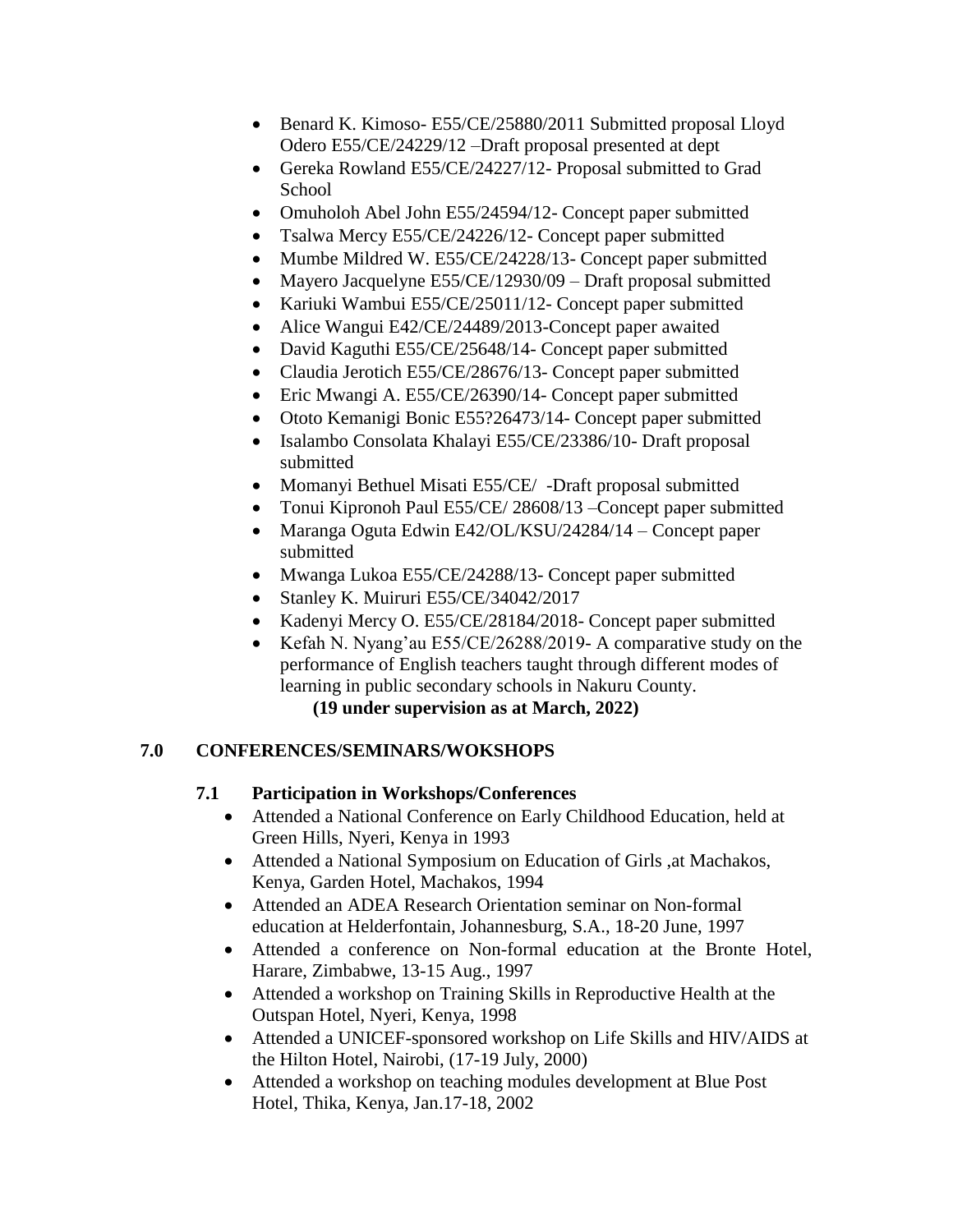- Benard K. Kimoso- E55/CE/25880/2011 Submitted proposal Lloyd Odero E55/CE/24229/12 –Draft proposal presented at dept
- Gereka Rowland E55/CE/24227/12- Proposal submitted to Grad School
- Omuholoh Abel John E55/24594/12- Concept paper submitted
- Tsalwa Mercy E55/CE/24226/12- Concept paper submitted
- Mumbe Mildred W. E55/CE/24228/13- Concept paper submitted
- Mayero Jacquelyne E55/CE/12930/09 – Draft proposal submitted
- Kariuki Wambui E55/CE/25011/12- Concept paper submitted
- Alice Wangui E42/CE/24489/2013-Concept paper awaited
- David Kaguthi E55/CE/25648/14- Concept paper submitted
- Claudia Jerotich E55/CE/28676/13- Concept paper submitted
- Eric Mwangi A. E55/CE/26390/14- Concept paper submitted
- Ototo Kemanigi Bonic E55?26473/14- Concept paper submitted
- Isalambo Consolata Khalayi E55/CE/23386/10- Draft proposal submitted
- Momanyi Bethuel Misati E55/CE/ -Draft proposal submitted
- Tonui Kipronoh Paul E55/CE/ 28608/13 –Concept paper submitted
- Maranga Oguta Edwin E42/OL/KSU/24284/14 – Concept paper submitted
- Mwanga Lukoa E55/CE/24288/13- Concept paper submitted
- Stanley K. Muiruri E55/CE/34042/2017
- Kadenyi Mercy O. E55/CE/28184/2018- Concept paper submitted
- Kefah N. Nyang'au E55/CE/26288/2019- A comparative study on the performance of English teachers taught through different modes of learning in public secondary schools in Nakuru County.

**(19 under supervision as at March, 2022)**

## 7.0 CONFERENCES/SEMINARS/WOKSHOPS

### 7.1 Participation in Workshops/Conferences

- Attended a National Conference on Early Childhood Education, held at Green Hills, Nyeri, Kenya in 1993
- Attended a National Symposium on Education of Girls ,at Machakos, Kenya, Garden Hotel, Machakos, 1994
- Attended an ADEA Research Orientation seminar on Non-formal education at Helderfontain, Johannesburg, S.A., 18-20 June, 1997
- Attended a conference on Non-formal education at the Bronte Hotel, Harare, Zimbabwe, 13-15 Aug., 1997
- Attended a workshop on Training Skills in Reproductive Health at the Outspan Hotel, Nyeri, Kenya, 1998
- Attended a UNICEF-sponsored workshop on Life Skills and HIV/AIDS at the Hilton Hotel, Nairobi, (17-19 July, 2000)
- Attended a workshop on teaching modules development at Blue Post Hotel, Thika, Kenya, Jan.17-18, 2002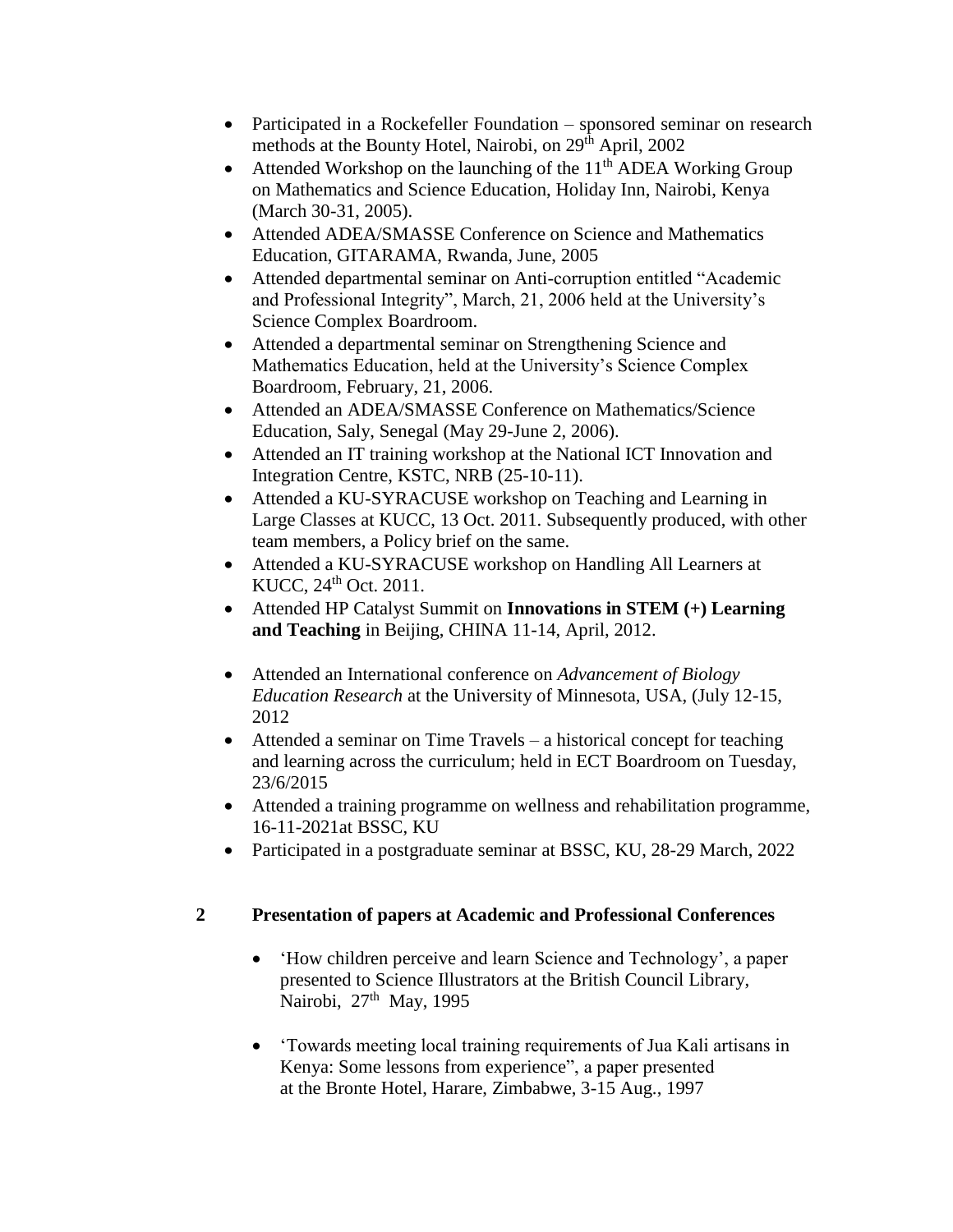- Participated in a Rockefeller Foundation – sponsored seminar on research methods at the Bounty Hotel, Nairobi, on 29th April, 2002
- Attended Workshop on the launching of the 11th ADEA Working Group on Mathematics and Science Education, Holiday Inn, Nairobi, Kenya (March 30-31, 2005).
- Attended ADEA/SMASSE Conference on Science and Mathematics Education, GITARAMA, Rwanda, June, 2005
- Attended departmental seminar on Anti-corruption entitled "Academic and Professional Integrity", March, 21, 2006 held at the University's Science Complex Boardroom.
- Attended a departmental seminar on Strengthening Science and Mathematics Education, held at the University's Science Complex Boardroom, February, 21, 2006.
- Attended an ADEA/SMASSE Conference on Mathematics/Science Education, Saly, Senegal (May 29-June 2, 2006).
- Attended an IT training workshop at the National ICT Innovation and Integration Centre, KSTC, NRB (25-10-11).
- Attended a KU-SYRACUSE workshop on Teaching and Learning in Large Classes at KUCC, 13 Oct. 2011. Subsequently produced, with other team members, a Policy brief on the same.
- Attended a KU-SYRACUSE workshop on Handling All Learners at KUCC, 24th Oct. 2011.
- Attended HP Catalyst Summit on **Innovations in STEM (+) Learning and Teaching** in Beijing, CHINA 11-14, April, 2012.
- Attended an International conference on *Advancement of Biology Education Research* at the University of Minnesota, USA, (July 12-15, 2012
- Attended a seminar on Time Travels – a historical concept for teaching and learning across the curriculum; held in ECT Boardroom on Tuesday, 23/6/2015
- Attended a training programme on wellness and rehabilitation programme, 16-11-2021at BSSC, KU
- Participated in a postgraduate seminar at BSSC, KU, 28-29 March, 2022

## 2 Presentation of papers at Academic and Professional Conferences

- 'How children perceive and learn Science and Technology', a paper presented to Science Illustrators at the British Council Library, Nairobi, 27th May, 1995
- 'Towards meeting local training requirements of Jua Kali artisans in Kenya: Some lessons from experience", a paper presented at the Bronte Hotel, Harare, Zimbabwe, 3-15 Aug., 1997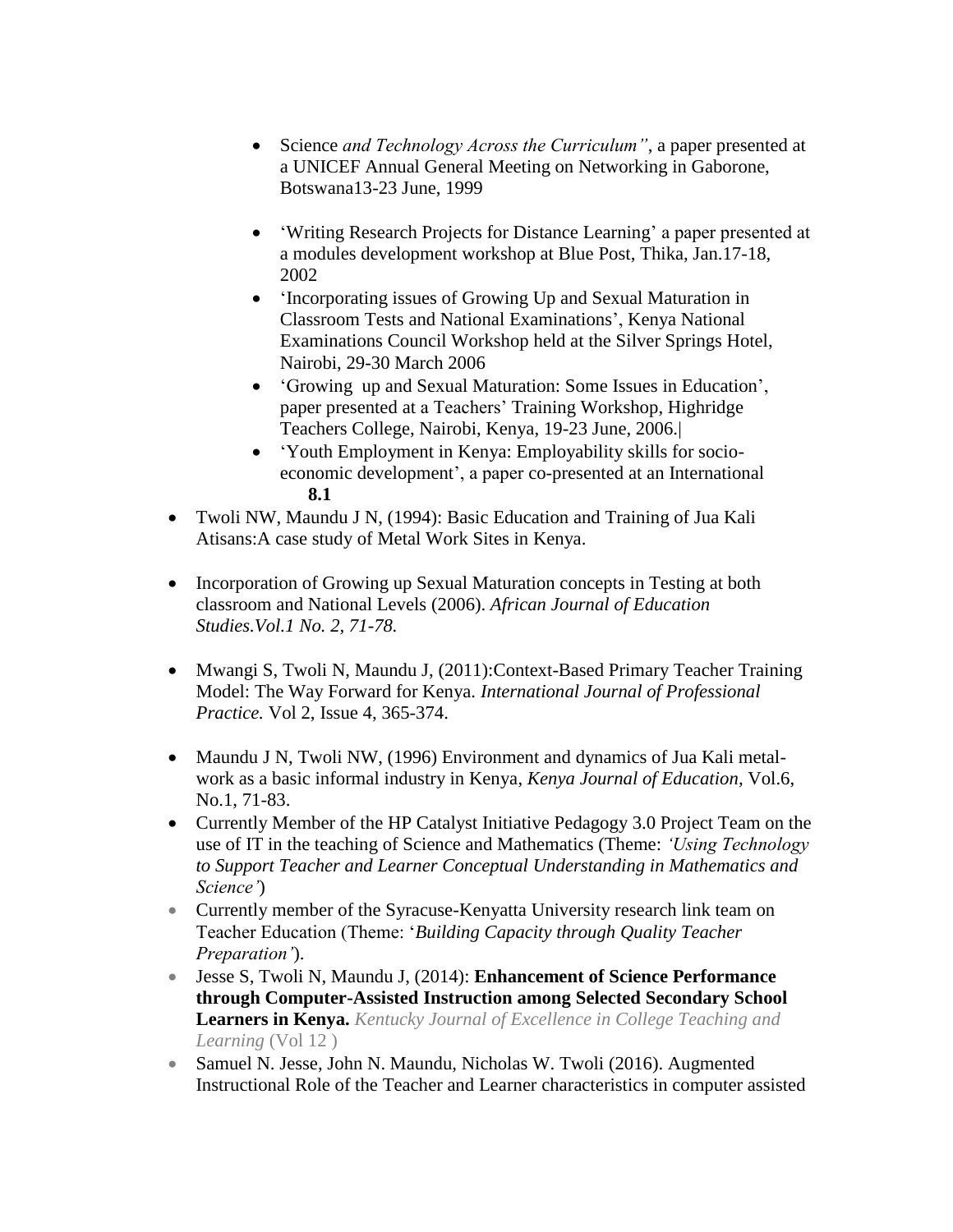- Science *and Technology Across the Curriculum"*, a paper presented at a UNICEF Annual General Meeting on Networking in Gaborone, Botswana13-23 June, 1999

- 'Writing Research Projects for Distance Learning' a paper presented at a modules development workshop at Blue Post, Thika, Jan.17-18, 2002
- 'Incorporating issues of Growing Up and Sexual Maturation in Classroom Tests and National Examinations', Kenya National Examinations Council Workshop held at the Silver Springs Hotel, Nairobi, 29-30 March 2006
- 'Growing up and Sexual Maturation: Some Issues in Education', paper presented at a Teachers' Training Workshop, Highridge Teachers College, Nairobi, Kenya, 19-23 June, 2006.|
- 'Youth Employment in Kenya: Employability skills for socio-economic development', a paper co-presented at an International

**8.1**

- Twoli NW, Maundu J N, (1994): Basic Education and Training of Jua Kali Atisans:A case study of Metal Work Sites in Kenya.

- Incorporation of Growing up Sexual Maturation concepts in Testing at both classroom and National Levels (2006). *African Journal of Education Studies.Vol.1 No. 2, 71-78.*

- Mwangi S, Twoli N, Maundu J, (2011):Context-Based Primary Teacher Training Model: The Way Forward for Kenya. *International Journal of Professional Practice.* Vol 2, Issue 4, 365-374.

- Maundu J N, Twoli NW, (1996) Environment and dynamics of Jua Kali metal-work as a basic informal industry in Kenya, *Kenya Journal of Education*, Vol.6, No.1, 71-83.
- Currently Member of the HP Catalyst Initiative Pedagogy 3.0 Project Team on the use of IT in the teaching of Science and Mathematics (Theme: *'Using Technology to Support Teacher and Learner Conceptual Understanding in Mathematics and Science'*)
- Currently member of the Syracuse-Kenyatta University research link team on Teacher Education (Theme: '*Building Capacity through Quality Teacher Preparation'*).
- Jesse S, Twoli N, Maundu J, (2014): **Enhancement of Science Performance through Computer-Assisted Instruction among Selected Secondary School Learners in Kenya.** *Kentucky Journal of Excellence in College Teaching and Learning* (Vol 12 )
- Samuel N. Jesse, John N. Maundu, Nicholas W. Twoli (2016). Augmented Instructional Role of the Teacher and Learner characteristics in computer assisted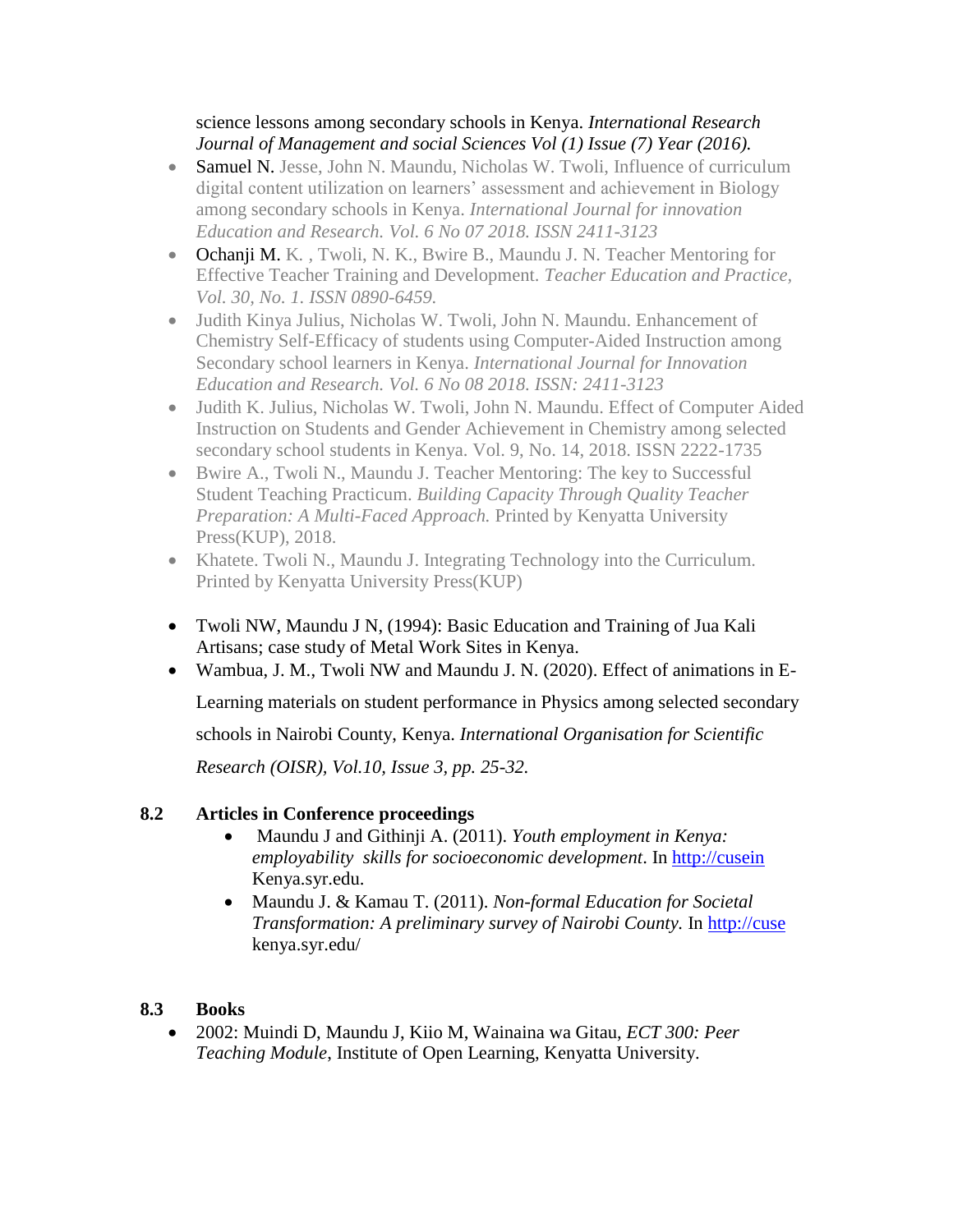science lessons among secondary schools in Kenya. *International Research Journal of Management and social Sciences Vol (1) Issue (7) Year (2016).*

- Samuel N. Jesse, John N. Maundu, Nicholas W. Twoli, Influence of curriculum digital content utilization on learners' assessment and achievement in Biology among secondary schools in Kenya. *International Journal for innovation Education and Research. Vol. 6 No 07 2018. ISSN 2411-3123*
- Ochanji M. K. , Twoli, N. K., Bwire B., Maundu J. N. Teacher Mentoring for Effective Teacher Training and Development. *Teacher Education and Practice, Vol. 30, No. 1. ISSN 0890-6459.*
- Judith Kinya Julius, Nicholas W. Twoli, John N. Maundu. Enhancement of Chemistry Self-Efficacy of students using Computer-Aided Instruction among Secondary school learners in Kenya. *International Journal for Innovation Education and Research. Vol. 6 No 08 2018. ISSN: 2411-3123*
- Judith K. Julius, Nicholas W. Twoli, John N. Maundu. Effect of Computer Aided Instruction on Students and Gender Achievement in Chemistry among selected secondary school students in Kenya. Vol. 9, No. 14, 2018. ISSN 2222-1735
- Bwire A., Twoli N., Maundu J. Teacher Mentoring: The key to Successful Student Teaching Practicum. *Building Capacity Through Quality Teacher Preparation: A Multi-Faced Approach.* Printed by Kenyatta University Press(KUP), 2018.
- Khatete. Twoli N., Maundu J. Integrating Technology into the Curriculum. Printed by Kenyatta University Press(KUP)

- Twoli NW, Maundu J N, (1994): Basic Education and Training of Jua Kali Artisans; case study of Metal Work Sites in Kenya.
- Wambua, J. M., Twoli NW and Maundu J. N. (2020). Effect of animations in E-Learning materials on student performance in Physics among selected secondary schools in Nairobi County, Kenya. *International Organisation for Scientific Research (OISR), Vol.10, Issue 3, pp. 25-32.*

## 8.2 Articles in Conference proceedings

- Maundu J and Githinji A. (2011). *Youth employment in Kenya: employability skills for socioeconomic development*. In http://cusein Kenya.syr.edu.
- Maundu J. & Kamau T. (2011). *Non-formal Education for Societal Transformation: A preliminary survey of Nairobi County.* In http://cuse kenya.syr.edu/

## 8.3 Books

- 2002: Muindi D, Maundu J, Kiio M, Wainaina wa Gitau, *ECT 300: Peer Teaching Module*, Institute of Open Learning, Kenyatta University.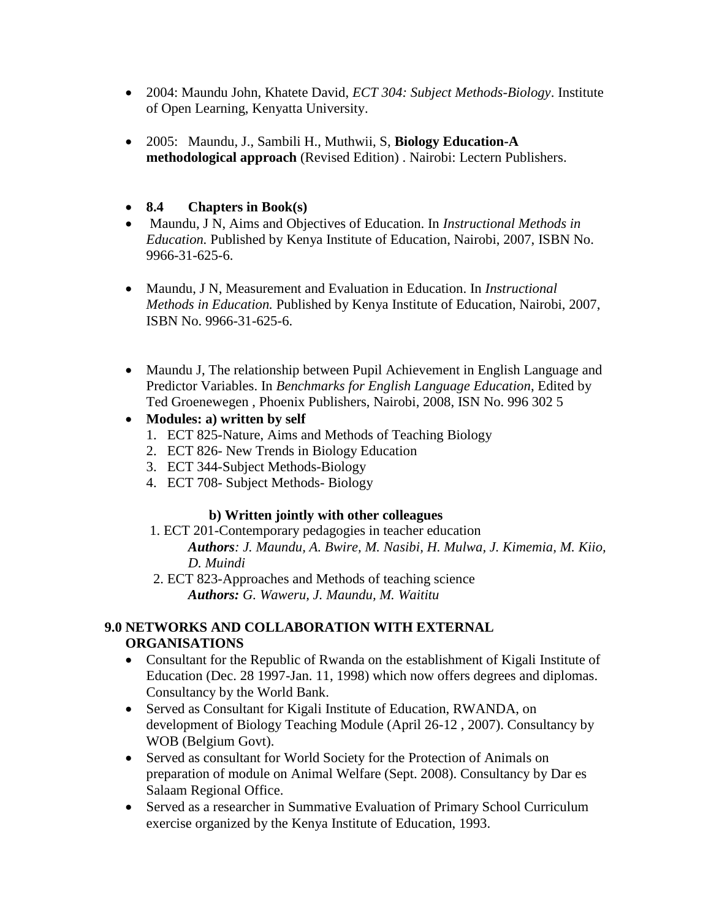- 2004: Maundu John, Khatete David, *ECT 304: Subject Methods-Biology*. Institute of Open Learning, Kenyatta University.

- 2005: Maundu, J., Sambili H., Muthwii, S, **Biology Education-A methodological approach** (Revised Edition) . Nairobi: Lectern Publishers.

- **8.4 Chapters in Book(s)**
- Maundu, J N, Aims and Objectives of Education. In *Instructional Methods in Education.* Published by Kenya Institute of Education, Nairobi, 2007, ISBN No. 9966-31-625-6.

- Maundu, J N, Measurement and Evaluation in Education. In *Instructional Methods in Education.* Published by Kenya Institute of Education, Nairobi, 2007, ISBN No. 9966-31-625-6.

- Maundu J, The relationship between Pupil Achievement in English Language and Predictor Variables. In *Benchmarks for English Language Education*, Edited by Ted Groenewegen , Phoenix Publishers, Nairobi, 2008, ISN No. 996 302 5
- **Modules: a) written by self**
  1. ECT 825-Nature, Aims and Methods of Teaching Biology
  2. ECT 826- New Trends in Biology Education
  3. ECT 344-Subject Methods-Biology
  4. ECT 708- Subject Methods- Biology

  **b) Written jointly with other colleagues**

  1. ECT 201-Contemporary pedagogies in teacher education
     ***Authors**: J. Maundu, A. Bwire, M. Nasibi, H. Mulwa, J. Kimemia, M. Kiio, D. Muindi*
  2. ECT 823-Approaches and Methods of teaching science
     ***Authors:** G. Waweru, J. Maundu, M. Waititu*

## 9.0 NETWORKS AND COLLABORATION WITH EXTERNAL ORGANISATIONS

- Consultant for the Republic of Rwanda on the establishment of Kigali Institute of Education (Dec. 28 1997-Jan. 11, 1998) which now offers degrees and diplomas. Consultancy by the World Bank.
- Served as Consultant for Kigali Institute of Education, RWANDA, on development of Biology Teaching Module (April 26-12 , 2007). Consultancy by WOB (Belgium Govt).
- Served as consultant for World Society for the Protection of Animals on preparation of module on Animal Welfare (Sept. 2008). Consultancy by Dar es Salaam Regional Office.
- Served as a researcher in Summative Evaluation of Primary School Curriculum exercise organized by the Kenya Institute of Education, 1993.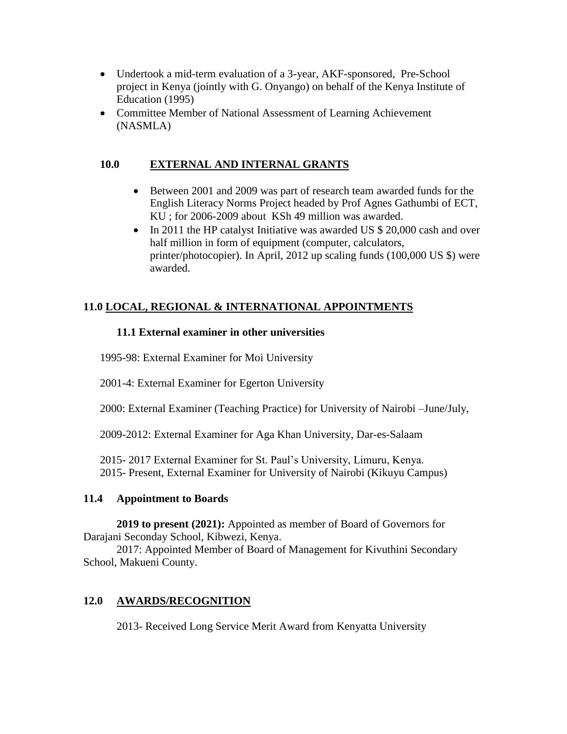- Undertook a mid-term evaluation of a 3-year, AKF-sponsored, Pre-School project in Kenya (jointly with G. Onyango) on behalf of the Kenya Institute of Education (1995)
- Committee Member of National Assessment of Learning Achievement (NASMLA)

## 10.0 EXTERNAL AND INTERNAL GRANTS

- Between 2001 and 2009 was part of research team awarded funds for the English Literacy Norms Project headed by Prof Agnes Gathumbi of ECT, KU ; for 2006-2009 about KSh 49 million was awarded.
- In 2011 the HP catalyst Initiative was awarded US $ 20,000 cash and over half million in form of equipment (computer, calculators, printer/photocopier). In April, 2012 up scaling funds (100,000 US $) were awarded.

## 11.0 LOCAL, REGIONAL & INTERNATIONAL APPOINTMENTS

### 11.1 External examiner in other universities

1995-98: External Examiner for Moi University

2001-4: External Examiner for Egerton University

2000: External Examiner (Teaching Practice) for University of Nairobi –June/July,

2009-2012: External Examiner for Aga Khan University, Dar-es-Salaam

2015- 2017 External Examiner for St. Paul's University, Limuru, Kenya.
2015- Present, External Examiner for University of Nairobi (Kikuyu Campus)

### 11.4 Appointment to Boards

**2019 to present (2021):** Appointed as member of Board of Governors for Darajani Seconday School, Kibwezi, Kenya.

2017: Appointed Member of Board of Management for Kivuthini Secondary School, Makueni County.

## 12.0 AWARDS/RECOGNITION

2013- Received Long Service Merit Award from Kenyatta University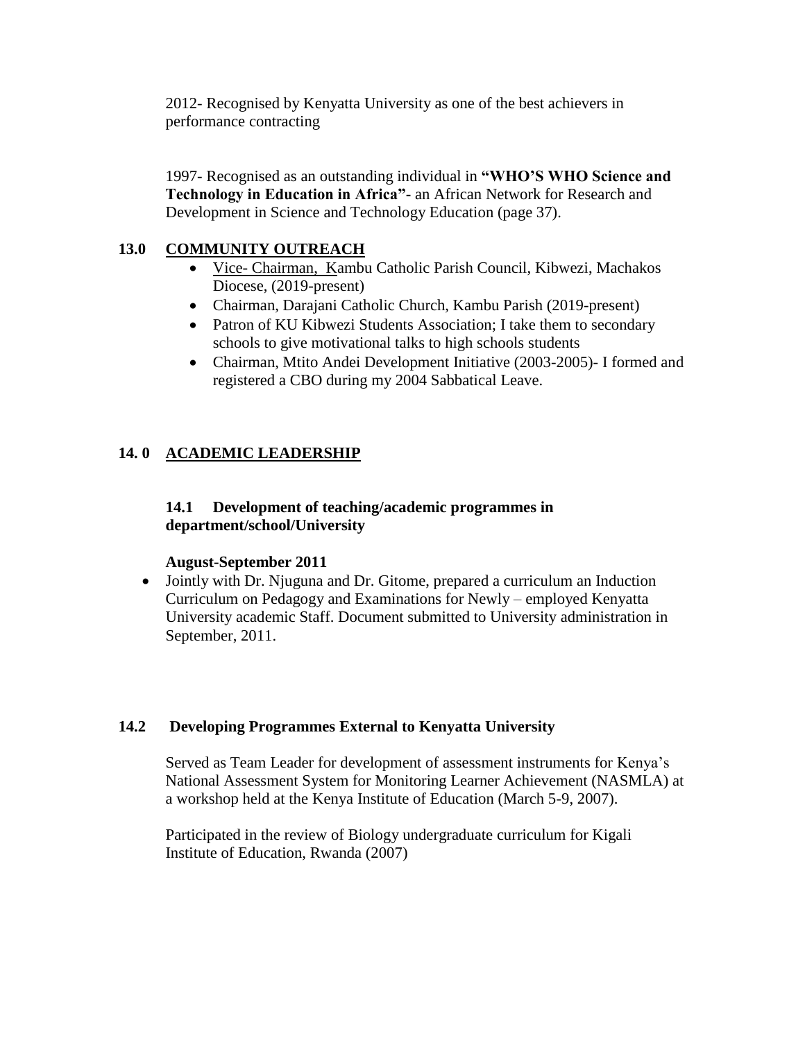2012- Recognised by Kenyatta University as one of the best achievers in performance contracting

1997- Recognised as an outstanding individual in **"WHO'S WHO Science and Technology in Education in Africa"**- an African Network for Research and Development in Science and Technology Education (page 37).

## 13.0 COMMUNITY OUTREACH

- Vice- Chairman, Kambu Catholic Parish Council, Kibwezi, Machakos Diocese, (2019-present)
- Chairman, Darajani Catholic Church, Kambu Parish (2019-present)
- Patron of KU Kibwezi Students Association; I take them to secondary schools to give motivational talks to high schools students
- Chairman, Mtito Andei Development Initiative (2003-2005)- I formed and registered a CBO during my 2004 Sabbatical Leave.

## 14. 0 ACADEMIC LEADERSHIP

### 14.1 Development of teaching/academic programmes in department/school/University

**August-September 2011**

- Jointly with Dr. Njuguna and Dr. Gitome, prepared a curriculum an Induction Curriculum on Pedagogy and Examinations for Newly – employed Kenyatta University academic Staff. Document submitted to University administration in September, 2011.

### 14.2 Developing Programmes External to Kenyatta University

Served as Team Leader for development of assessment instruments for Kenya's National Assessment System for Monitoring Learner Achievement (NASMLA) at a workshop held at the Kenya Institute of Education (March 5-9, 2007).

Participated in the review of Biology undergraduate curriculum for Kigali Institute of Education, Rwanda (2007)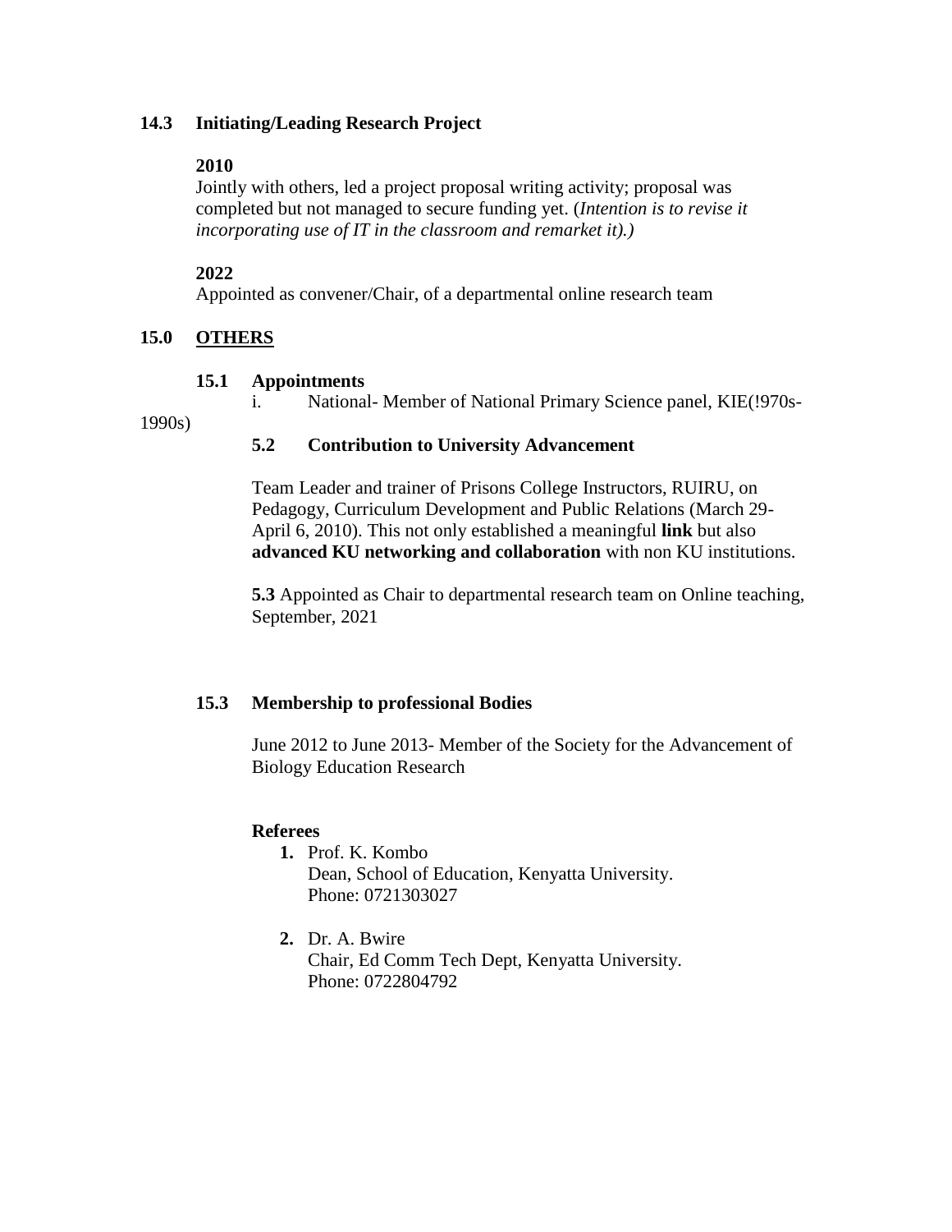### 14.3 Initiating/Leading Research Project

**2010**

Jointly with others, led a project proposal writing activity; proposal was completed but not managed to secure funding yet. (*Intention is to revise it incorporating use of IT in the classroom and remarket it).)*

**2022**

Appointed as convener/Chair, of a departmental online research team

## 15.0 OTHERS

### 15.1 Appointments

i. National- Member of National Primary Science panel, KIE(!970s-1990s)

### 5.2 Contribution to University Advancement

Team Leader and trainer of Prisons College Instructors, RUIRU, on Pedagogy, Curriculum Development and Public Relations (March 29-April 6, 2010). This not only established a meaningful **link** but also **advanced KU networking and collaboration** with non KU institutions.

**5.3** Appointed as Chair to departmental research team on Online teaching, September, 2021

### 15.3 Membership to professional Bodies

June 2012 to June 2013- Member of the Society for the Advancement of Biology Education Research

**Referees**

1. Prof. K. Kombo
   Dean, School of Education, Kenyatta University.
   Phone: 0721303027

2. Dr. A. Bwire
   Chair, Ed Comm Tech Dept, Kenyatta University.
   Phone: 0722804792